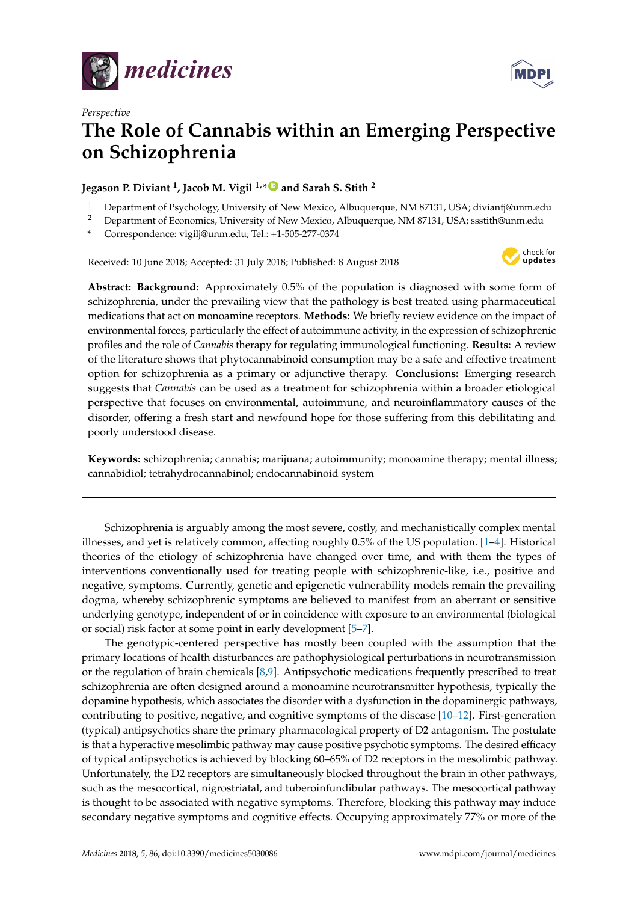*Perspective*

# The Role of Cannabis within an Emerging Perspective on Schizophrenia

**Jegason P. Diviant [1], Jacob M. Vigil [1,*] and Sarah S. Stith [2]**

[1] Department of Psychology, University of New Mexico, Albuquerque, NM 87131, USA; diviantj@unm.edu
[2] Department of Economics, University of New Mexico, Albuquerque, NM 87131, USA; ssstith@unm.edu
[*] Correspondence: vigilj@unm.edu; Tel.: +1-505-277-0374

Received: 10 June 2018; Accepted: 31 July 2018; Published: 8 August 2018

**Abstract: Background:** Approximately 0.5% of the population is diagnosed with some form of schizophrenia, under the prevailing view that the pathology is best treated using pharmaceutical medications that act on monoamine receptors. **Methods:** We briefly review evidence on the impact of environmental forces, particularly the effect of autoimmune activity, in the expression of schizophrenic profiles and the role of *Cannabis* therapy for regulating immunological functioning. **Results:** A review of the literature shows that phytocannabinoid consumption may be a safe and effective treatment option for schizophrenia as a primary or adjunctive therapy. **Conclusions:** Emerging research suggests that *Cannabis* can be used as a treatment for schizophrenia within a broader etiological perspective that focuses on environmental, autoimmune, and neuroinflammatory causes of the disorder, offering a fresh start and newfound hope for those suffering from this debilitating and poorly understood disease.

**Keywords:** schizophrenia; cannabis; marijuana; autoimmunity; monoamine therapy; mental illness; cannabidiol; tetrahydrocannabinol; endocannabinoid system

---

Schizophrenia is arguably among the most severe, costly, and mechanistically complex mental illnesses, and yet is relatively common, affecting roughly 0.5% of the US population. [1–4]. Historical theories of the etiology of schizophrenia have changed over time, and with them the types of interventions conventionally used for treating people with schizophrenic-like, i.e., positive and negative, symptoms. Currently, genetic and epigenetic vulnerability models remain the prevailing dogma, whereby schizophrenic symptoms are believed to manifest from an aberrant or sensitive underlying genotype, independent of or in coincidence with exposure to an environmental (biological or social) risk factor at some point in early development [5–7].

The genotypic-centered perspective has mostly been coupled with the assumption that the primary locations of health disturbances are pathophysiological perturbations in neurotransmission or the regulation of brain chemicals [8,9]. Antipsychotic medications frequently prescribed to treat schizophrenia are often designed around a monoamine neurotransmitter hypothesis, typically the dopamine hypothesis, which associates the disorder with a dysfunction in the dopaminergic pathways, contributing to positive, negative, and cognitive symptoms of the disease [10–12]. First-generation (typical) antipsychotics share the primary pharmacological property of D2 antagonism. The postulate is that a hyperactive mesolimbic pathway may cause positive psychotic symptoms. The desired efficacy of typical antipsychotics is achieved by blocking 60–65% of D2 receptors in the mesolimbic pathway. Unfortunately, the D2 receptors are simultaneously blocked throughout the brain in other pathways, such as the mesocortical, nigrostriatal, and tuberoinfundibular pathways. The mesocortical pathway is thought to be associated with negative symptoms. Therefore, blocking this pathway may induce secondary negative symptoms and cognitive effects. Occupying approximately 77% or more of the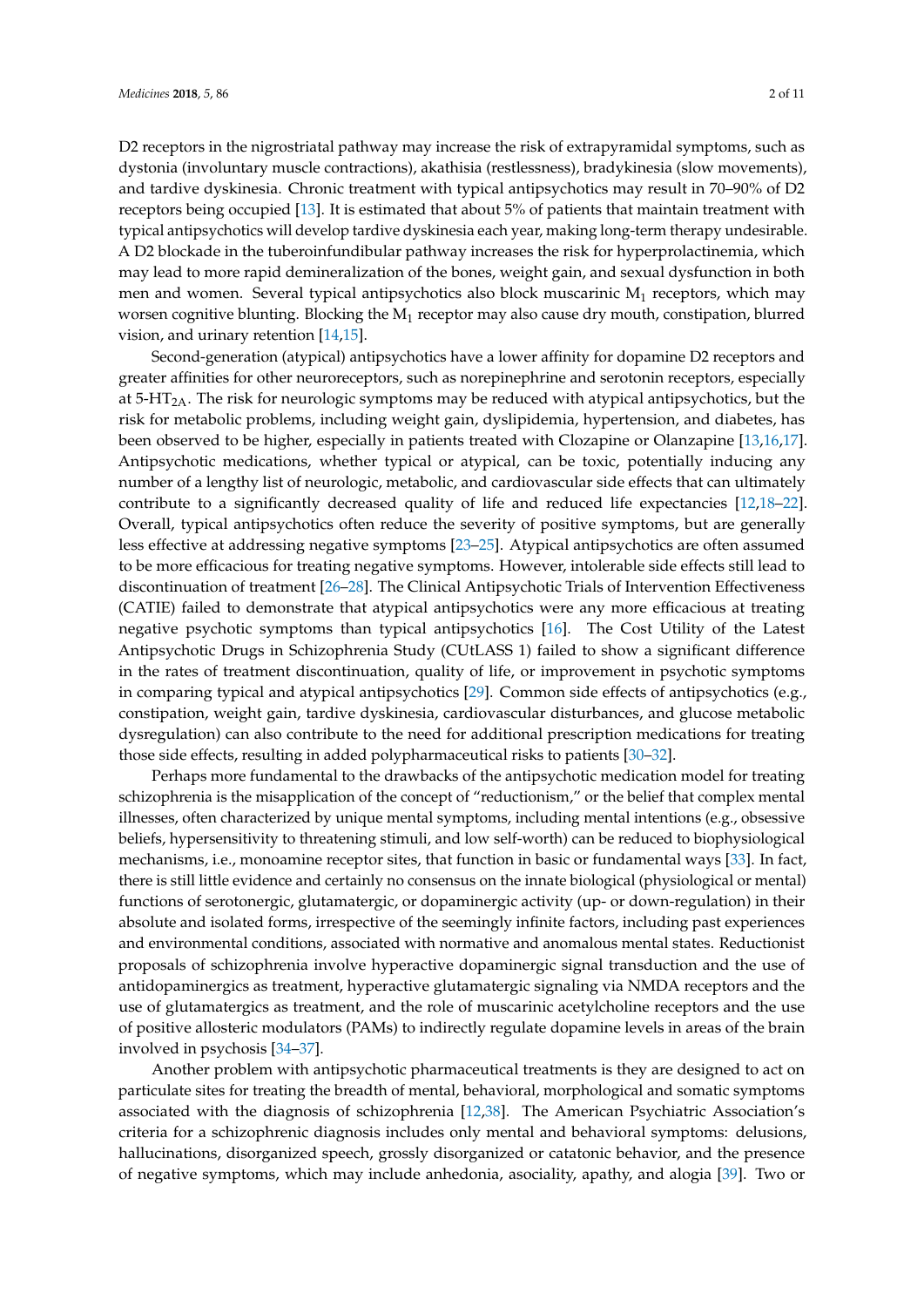D2 receptors in the nigrostriatal pathway may increase the risk of extrapyramidal symptoms, such as dystonia (involuntary muscle contractions), akathisia (restlessness), bradykinesia (slow movements), and tardive dyskinesia. Chronic treatment with typical antipsychotics may result in 70–90% of D2 receptors being occupied [13]. It is estimated that about 5% of patients that maintain treatment with typical antipsychotics will develop tardive dyskinesia each year, making long-term therapy undesirable. A D2 blockade in the tuberoinfundibular pathway increases the risk for hyperprolactinemia, which may lead to more rapid demineralization of the bones, weight gain, and sexual dysfunction in both men and women. Several typical antipsychotics also block muscarinic $M_1$ receptors, which may worsen cognitive blunting. Blocking the $M_1$ receptor may also cause dry mouth, constipation, blurred vision, and urinary retention [14,15].

Second-generation (atypical) antipsychotics have a lower affinity for dopamine D2 receptors and greater affinities for other neuroreceptors, such as norepinephrine and serotonin receptors, especially at 5-$HT_{2A}$. The risk for neurologic symptoms may be reduced with atypical antipsychotics, but the risk for metabolic problems, including weight gain, dyslipidemia, hypertension, and diabetes, has been observed to be higher, especially in patients treated with Clozapine or Olanzapine [13,16,17]. Antipsychotic medications, whether typical or atypical, can be toxic, potentially inducing any number of a lengthy list of neurologic, metabolic, and cardiovascular side effects that can ultimately contribute to a significantly decreased quality of life and reduced life expectancies [12,18–22]. Overall, typical antipsychotics often reduce the severity of positive symptoms, but are generally less effective at addressing negative symptoms [23–25]. Atypical antipsychotics are often assumed to be more efficacious for treating negative symptoms. However, intolerable side effects still lead to discontinuation of treatment [26–28]. The Clinical Antipsychotic Trials of Intervention Effectiveness (CATIE) failed to demonstrate that atypical antipsychotics were any more efficacious at treating negative psychotic symptoms than typical antipsychotics [16]. The Cost Utility of the Latest Antipsychotic Drugs in Schizophrenia Study (CUtLASS 1) failed to show a significant difference in the rates of treatment discontinuation, quality of life, or improvement in psychotic symptoms in comparing typical and atypical antipsychotics [29]. Common side effects of antipsychotics (e.g., constipation, weight gain, tardive dyskinesia, cardiovascular disturbances, and glucose metabolic dysregulation) can also contribute to the need for additional prescription medications for treating those side effects, resulting in added polypharmaceutical risks to patients [30–32].

Perhaps more fundamental to the drawbacks of the antipsychotic medication model for treating schizophrenia is the misapplication of the concept of "reductionism," or the belief that complex mental illnesses, often characterized by unique mental symptoms, including mental intentions (e.g., obsessive beliefs, hypersensitivity to threatening stimuli, and low self-worth) can be reduced to biophysiological mechanisms, i.e., monoamine receptor sites, that function in basic or fundamental ways [33]. In fact, there is still little evidence and certainly no consensus on the innate biological (physiological or mental) functions of serotonergic, glutamatergic, or dopaminergic activity (up- or down-regulation) in their absolute and isolated forms, irrespective of the seemingly infinite factors, including past experiences and environmental conditions, associated with normative and anomalous mental states. Reductionist proposals of schizophrenia involve hyperactive dopaminergic signal transduction and the use of antidopaminergics as treatment, hyperactive glutamatergic signaling via NMDA receptors and the use of glutamatergics as treatment, and the role of muscarinic acetylcholine receptors and the use of positive allosteric modulators (PAMs) to indirectly regulate dopamine levels in areas of the brain involved in psychosis [34–37].

Another problem with antipsychotic pharmaceutical treatments is they are designed to act on particulate sites for treating the breadth of mental, behavioral, morphological and somatic symptoms associated with the diagnosis of schizophrenia [12,38]. The American Psychiatric Association's criteria for a schizophrenic diagnosis includes only mental and behavioral symptoms: delusions, hallucinations, disorganized speech, grossly disorganized or catatonic behavior, and the presence of negative symptoms, which may include anhedonia, asociality, apathy, and alogia [39]. Two or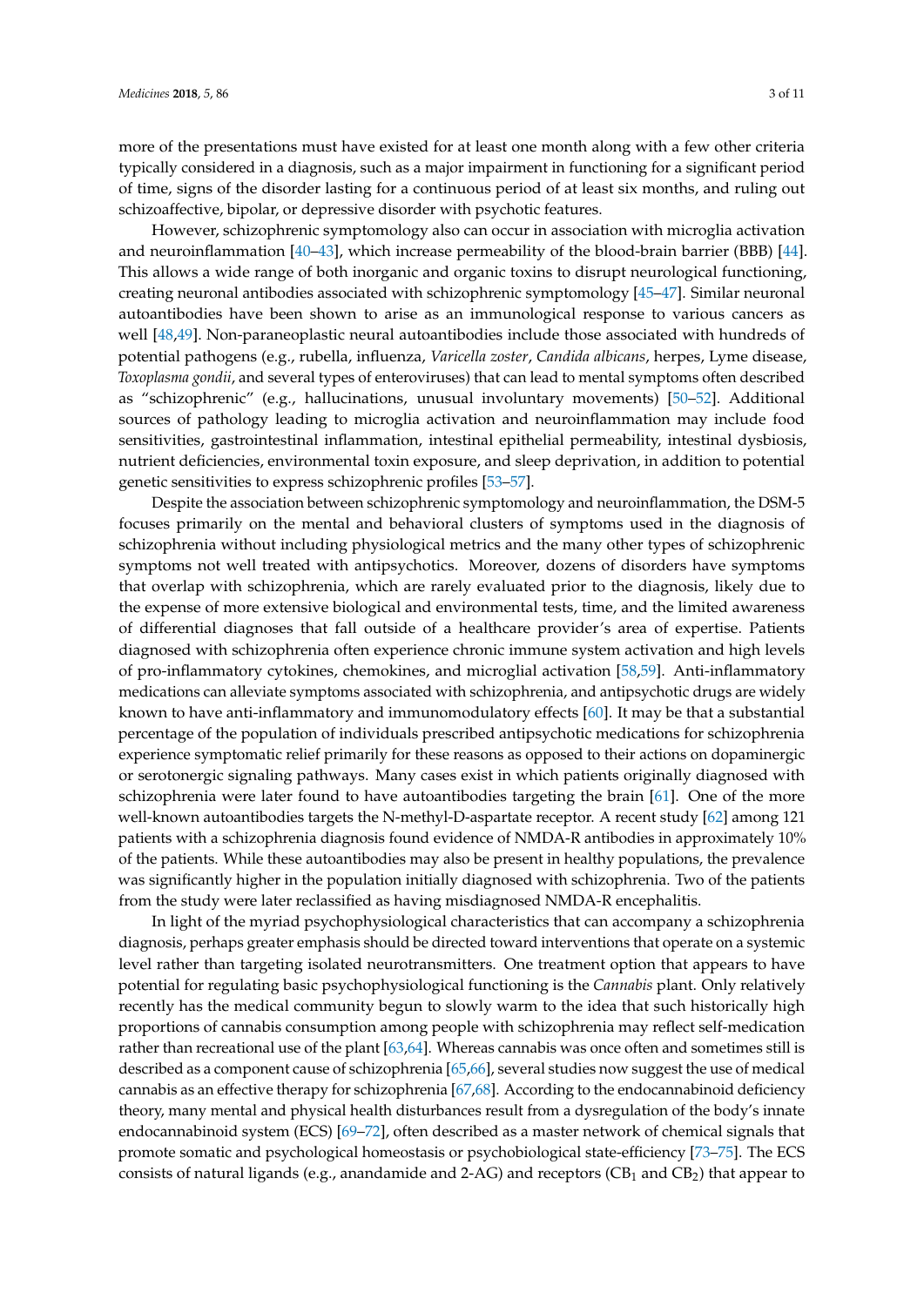more of the presentations must have existed for at least one month along with a few other criteria typically considered in a diagnosis, such as a major impairment in functioning for a significant period of time, signs of the disorder lasting for a continuous period of at least six months, and ruling out schizoaffective, bipolar, or depressive disorder with psychotic features.

However, schizophrenic symptomology also can occur in association with microglia activation and neuroinflammation [40–43], which increase permeability of the blood-brain barrier (BBB) [44]. This allows a wide range of both inorganic and organic toxins to disrupt neurological functioning, creating neuronal antibodies associated with schizophrenic symptomology [45–47]. Similar neuronal autoantibodies have been shown to arise as an immunological response to various cancers as well [48,49]. Non-paraneoplastic neural autoantibodies include those associated with hundreds of potential pathogens (e.g., rubella, influenza, *Varicella zoster*, *Candida albicans*, herpes, Lyme disease, *Toxoplasma gondii*, and several types of enteroviruses) that can lead to mental symptoms often described as "schizophrenic" (e.g., hallucinations, unusual involuntary movements) [50–52]. Additional sources of pathology leading to microglia activation and neuroinflammation may include food sensitivities, gastrointestinal inflammation, intestinal epithelial permeability, intestinal dysbiosis, nutrient deficiencies, environmental toxin exposure, and sleep deprivation, in addition to potential genetic sensitivities to express schizophrenic profiles [53–57].

Despite the association between schizophrenic symptomology and neuroinflammation, the DSM-5 focuses primarily on the mental and behavioral clusters of symptoms used in the diagnosis of schizophrenia without including physiological metrics and the many other types of schizophrenic symptoms not well treated with antipsychotics. Moreover, dozens of disorders have symptoms that overlap with schizophrenia, which are rarely evaluated prior to the diagnosis, likely due to the expense of more extensive biological and environmental tests, time, and the limited awareness of differential diagnoses that fall outside of a healthcare provider's area of expertise. Patients diagnosed with schizophrenia often experience chronic immune system activation and high levels of pro-inflammatory cytokines, chemokines, and microglial activation [58,59]. Anti-inflammatory medications can alleviate symptoms associated with schizophrenia, and antipsychotic drugs are widely known to have anti-inflammatory and immunomodulatory effects [60]. It may be that a substantial percentage of the population of individuals prescribed antipsychotic medications for schizophrenia experience symptomatic relief primarily for these reasons as opposed to their actions on dopaminergic or serotonergic signaling pathways. Many cases exist in which patients originally diagnosed with schizophrenia were later found to have autoantibodies targeting the brain [61]. One of the more well-known autoantibodies targets the N-methyl-D-aspartate receptor. A recent study [62] among 121 patients with a schizophrenia diagnosis found evidence of NMDA-R antibodies in approximately 10% of the patients. While these autoantibodies may also be present in healthy populations, the prevalence was significantly higher in the population initially diagnosed with schizophrenia. Two of the patients from the study were later reclassified as having misdiagnosed NMDA-R encephalitis.

In light of the myriad psychophysiological characteristics that can accompany a schizophrenia diagnosis, perhaps greater emphasis should be directed toward interventions that operate on a systemic level rather than targeting isolated neurotransmitters. One treatment option that appears to have potential for regulating basic psychophysiological functioning is the *Cannabis* plant. Only relatively recently has the medical community begun to slowly warm to the idea that such historically high proportions of cannabis consumption among people with schizophrenia may reflect self-medication rather than recreational use of the plant [63,64]. Whereas cannabis was once often and sometimes still is described as a component cause of schizophrenia [65,66], several studies now suggest the use of medical cannabis as an effective therapy for schizophrenia [67,68]. According to the endocannabinoid deficiency theory, many mental and physical health disturbances result from a dysregulation of the body's innate endocannabinoid system (ECS) [69–72], often described as a master network of chemical signals that promote somatic and psychological homeostasis or psychobiological state-efficiency [73–75]. The ECS consists of natural ligands (e.g., anandamide and 2-AG) and receptors ($CB_1$ and $CB_2$) that appear to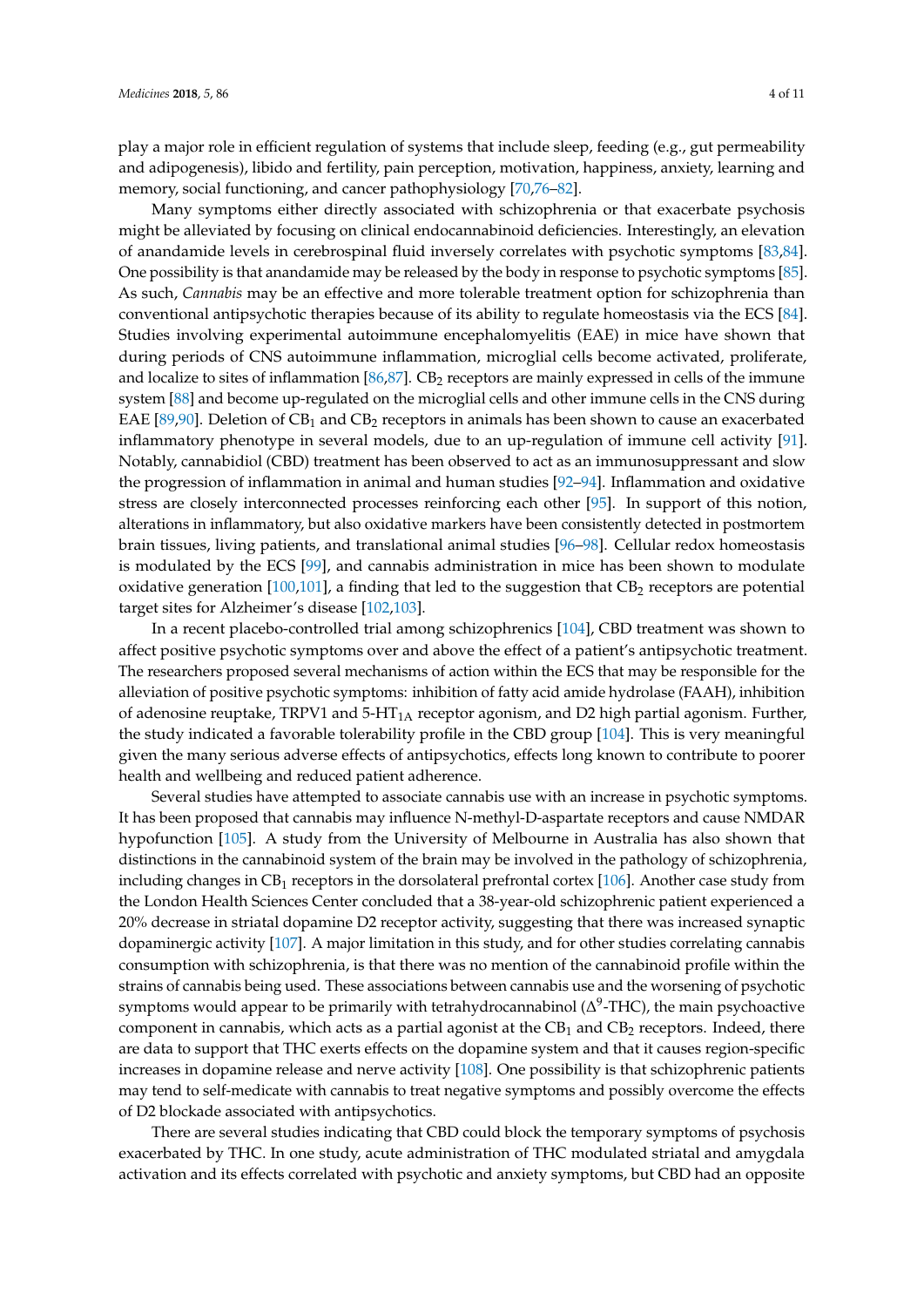play a major role in efficient regulation of systems that include sleep, feeding (e.g., gut permeability and adipogenesis), libido and fertility, pain perception, motivation, happiness, anxiety, learning and memory, social functioning, and cancer pathophysiology [70,76–82].

Many symptoms either directly associated with schizophrenia or that exacerbate psychosis might be alleviated by focusing on clinical endocannabinoid deficiencies. Interestingly, an elevation of anandamide levels in cerebrospinal fluid inversely correlates with psychotic symptoms [83,84]. One possibility is that anandamide may be released by the body in response to psychotic symptoms [85]. As such, *Cannabis* may be an effective and more tolerable treatment option for schizophrenia than conventional antipsychotic therapies because of its ability to regulate homeostasis via the ECS [84]. Studies involving experimental autoimmune encephalomyelitis (EAE) in mice have shown that during periods of CNS autoimmune inflammation, microglial cells become activated, proliferate, and localize to sites of inflammation [86,87]. $CB_2$ receptors are mainly expressed in cells of the immune system [88] and become up-regulated on the microglial cells and other immune cells in the CNS during EAE [89,90]. Deletion of $CB_1$ and $CB_2$ receptors in animals has been shown to cause an exacerbated inflammatory phenotype in several models, due to an up-regulation of immune cell activity [91]. Notably, cannabidiol (CBD) treatment has been observed to act as an immunosuppressant and slow the progression of inflammation in animal and human studies [92–94]. Inflammation and oxidative stress are closely interconnected processes reinforcing each other [95]. In support of this notion, alterations in inflammatory, but also oxidative markers have been consistently detected in postmortem brain tissues, living patients, and translational animal studies [96–98]. Cellular redox homeostasis is modulated by the ECS [99], and cannabis administration in mice has been shown to modulate oxidative generation [100,101], a finding that led to the suggestion that $CB_2$ receptors are potential target sites for Alzheimer's disease [102,103].

In a recent placebo-controlled trial among schizophrenics [104], CBD treatment was shown to affect positive psychotic symptoms over and above the effect of a patient's antipsychotic treatment. The researchers proposed several mechanisms of action within the ECS that may be responsible for the alleviation of positive psychotic symptoms: inhibition of fatty acid amide hydrolase (FAAH), inhibition of adenosine reuptake, TRPV1 and 5-$HT_{1A}$ receptor agonism, and D2 high partial agonism. Further, the study indicated a favorable tolerability profile in the CBD group [104]. This is very meaningful given the many serious adverse effects of antipsychotics, effects long known to contribute to poorer health and wellbeing and reduced patient adherence.

Several studies have attempted to associate cannabis use with an increase in psychotic symptoms. It has been proposed that cannabis may influence N-methyl-D-aspartate receptors and cause NMDAR hypofunction [105]. A study from the University of Melbourne in Australia has also shown that distinctions in the cannabinoid system of the brain may be involved in the pathology of schizophrenia, including changes in $CB_1$ receptors in the dorsolateral prefrontal cortex [106]. Another case study from the London Health Sciences Center concluded that a 38-year-old schizophrenic patient experienced a 20% decrease in striatal dopamine D2 receptor activity, suggesting that there was increased synaptic dopaminergic activity [107]. A major limitation in this study, and for other studies correlating cannabis consumption with schizophrenia, is that there was no mention of the cannabinoid profile within the strains of cannabis being used. These associations between cannabis use and the worsening of psychotic symptoms would appear to be primarily with tetrahydrocannabinol ($\Delta^9$-THC), the main psychoactive component in cannabis, which acts as a partial agonist at the $CB_1$ and $CB_2$ receptors. Indeed, there are data to support that THC exerts effects on the dopamine system and that it causes region-specific increases in dopamine release and nerve activity [108]. One possibility is that schizophrenic patients may tend to self-medicate with cannabis to treat negative symptoms and possibly overcome the effects of D2 blockade associated with antipsychotics.

There are several studies indicating that CBD could block the temporary symptoms of psychosis exacerbated by THC. In one study, acute administration of THC modulated striatal and amygdala activation and its effects correlated with psychotic and anxiety symptoms, but CBD had an opposite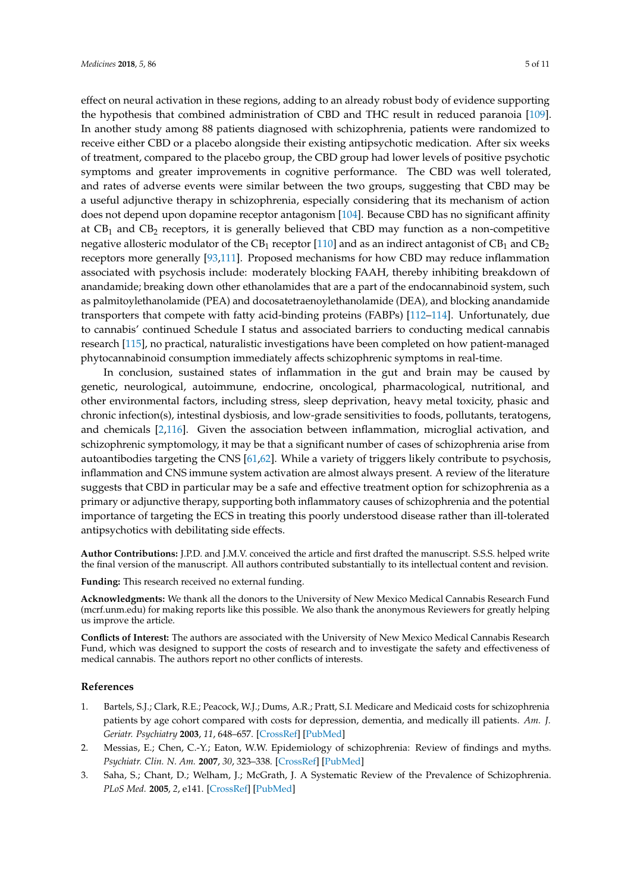effect on neural activation in these regions, adding to an already robust body of evidence supporting the hypothesis that combined administration of CBD and THC result in reduced paranoia [109]. In another study among 88 patients diagnosed with schizophrenia, patients were randomized to receive either CBD or a placebo alongside their existing antipsychotic medication. After six weeks of treatment, compared to the placebo group, the CBD group had lower levels of positive psychotic symptoms and greater improvements in cognitive performance. The CBD was well tolerated, and rates of adverse events were similar between the two groups, suggesting that CBD may be a useful adjunctive therapy in schizophrenia, especially considering that its mechanism of action does not depend upon dopamine receptor antagonism [104]. Because CBD has no significant affinity at $CB_1$ and $CB_2$ receptors, it is generally believed that CBD may function as a non-competitive negative allosteric modulator of the $CB_1$ receptor [110] and as an indirect antagonist of $CB_1$ and $CB_2$ receptors more generally [93,111]. Proposed mechanisms for how CBD may reduce inflammation associated with psychosis include: moderately blocking FAAH, thereby inhibiting breakdown of anandamide; breaking down other ethanolamides that are a part of the endocannabinoid system, such as palmitoylethanolamide (PEA) and docosatetraenoylethanolamide (DEA), and blocking anandamide transporters that compete with fatty acid-binding proteins (FABPs) [112–114]. Unfortunately, due to cannabis' continued Schedule I status and associated barriers to conducting medical cannabis research [115], no practical, naturalistic investigations have been completed on how patient-managed phytocannabinoid consumption immediately affects schizophrenic symptoms in real-time.

In conclusion, sustained states of inflammation in the gut and brain may be caused by genetic, neurological, autoimmune, endocrine, oncological, pharmacological, nutritional, and other environmental factors, including stress, sleep deprivation, heavy metal toxicity, phasic and chronic infection(s), intestinal dysbiosis, and low-grade sensitivities to foods, pollutants, teratogens, and chemicals [2,116]. Given the association between inflammation, microglial activation, and schizophrenic symptomology, it may be that a significant number of cases of schizophrenia arise from autoantibodies targeting the CNS [61,62]. While a variety of triggers likely contribute to psychosis, inflammation and CNS immune system activation are almost always present. A review of the literature suggests that CBD in particular may be a safe and effective treatment option for schizophrenia as a primary or adjunctive therapy, supporting both inflammatory causes of schizophrenia and the potential importance of targeting the ECS in treating this poorly understood disease rather than ill-tolerated antipsychotics with debilitating side effects.

**Author Contributions:** J.P.D. and J.M.V. conceived the article and first drafted the manuscript. S.S.S. helped write the final version of the manuscript. All authors contributed substantially to its intellectual content and revision.

**Funding:** This research received no external funding.

**Acknowledgments:** We thank all the donors to the University of New Mexico Medical Cannabis Research Fund (mcrf.unm.edu) for making reports like this possible. We also thank the anonymous Reviewers for greatly helping us improve the article.

**Conflicts of Interest:** The authors are associated with the University of New Mexico Medical Cannabis Research Fund, which was designed to support the costs of research and to investigate the safety and effectiveness of medical cannabis. The authors report no other conflicts of interests.

## References

1. Bartels, S.J.; Clark, R.E.; Peacock, W.J.; Dums, A.R.; Pratt, S.I. Medicare and Medicaid costs for schizophrenia patients by age cohort compared with costs for depression, dementia, and medically ill patients. *Am. J. Geriatr. Psychiatry* **2003**, *11*, 648–657. [CrossRef] [PubMed]
2. Messias, E.; Chen, C.-Y.; Eaton, W.W. Epidemiology of schizophrenia: Review of findings and myths. *Psychiatr. Clin. N. Am.* **2007**, *30*, 323–338. [CrossRef] [PubMed]
3. Saha, S.; Chant, D.; Welham, J.; McGrath, J. A Systematic Review of the Prevalence of Schizophrenia. *PLoS Med.* **2005**, *2*, e141. [CrossRef] [PubMed]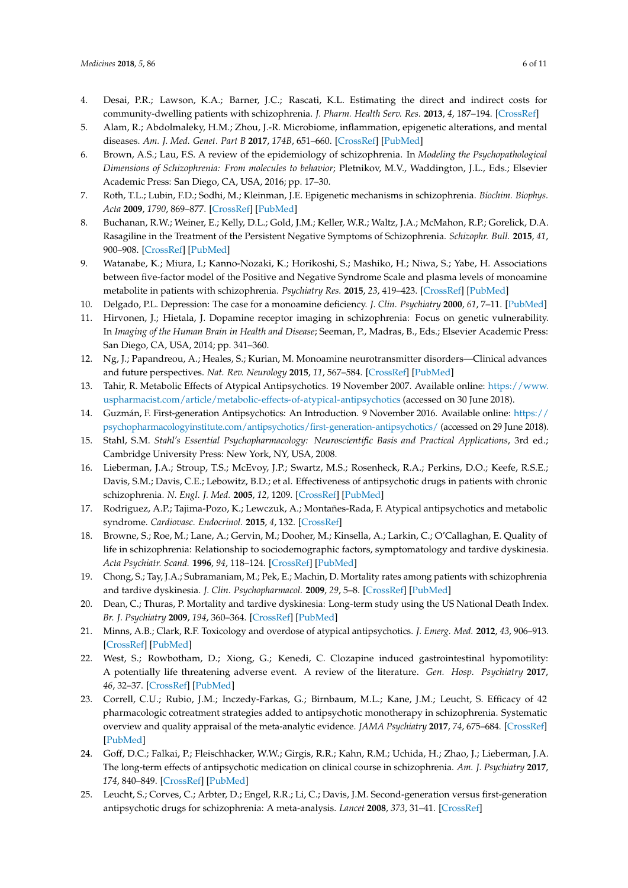4. Desai, P.R.; Lawson, K.A.; Barner, J.C.; Rascati, K.L. Estimating the direct and indirect costs for community-dwelling patients with schizophrenia. *J. Pharm. Health Serv. Res.* **2013**, *4*, 187–194. [CrossRef]
5. Alam, R.; Abdolmaleky, H.M.; Zhou, J.-R. Microbiome, inflammation, epigenetic alterations, and mental diseases. *Am. J. Med. Genet. Part B* **2017**, *174B*, 651–660. [CrossRef] [PubMed]
6. Brown, A.S.; Lau, F.S. A review of the epidemiology of schizophrenia. In *Modeling the Psychopathological Dimensions of Schizophrenia: From molecules to behavior*; Pletnikov, M.V., Waddington, J.L., Eds.; Elsevier Academic Press: San Diego, CA, USA, 2016; pp. 17–30.
7. Roth, T.L.; Lubin, F.D.; Sodhi, M.; Kleinman, J.E. Epigenetic mechanisms in schizophrenia. *Biochim. Biophys. Acta* **2009**, *1790*, 869–877. [CrossRef] [PubMed]
8. Buchanan, R.W.; Weiner, E.; Kelly, D.L.; Gold, J.M.; Keller, W.R.; Waltz, J.A.; McMahon, R.P.; Gorelick, D.A. Rasagiline in the Treatment of the Persistent Negative Symptoms of Schizophrenia. *Schizophr. Bull.* **2015**, *41*, 900–908. [CrossRef] [PubMed]
9. Watanabe, K.; Miura, I.; Kanno-Nozaki, K.; Horikoshi, S.; Mashiko, H.; Niwa, S.; Yabe, H. Associations between five-factor model of the Positive and Negative Syndrome Scale and plasma levels of monoamine metabolite in patients with schizophrenia. *Psychiatry Res.* **2015**, *23*, 419–423. [CrossRef] [PubMed]
10. Delgado, P.L. Depression: The case for a monoamine deficiency. *J. Clin. Psychiatry* **2000**, *61*, 7–11. [PubMed]
11. Hirvonen, J.; Hietala, J. Dopamine receptor imaging in schizophrenia: Focus on genetic vulnerability. In *Imaging of the Human Brain in Health and Disease*; Seeman, P., Madras, B., Eds.; Elsevier Academic Press: San Diego, CA, USA, 2014; pp. 341–360.
12. Ng, J.; Papandreou, A.; Heales, S.; Kurian, M. Monoamine neurotransmitter disorders—Clinical advances and future perspectives. *Nat. Rev. Neurology* **2015**, *11*, 567–584. [CrossRef] [PubMed]
13. Tahir, R. Metabolic Effects of Atypical Antipsychotics. 19 November 2007. Available online: https://www.uspharmacist.com/article/metabolic-effects-of-atypical-antipsychotics (accessed on 30 June 2018).
14. Guzmán, F. First-generation Antipsychotics: An Introduction. 9 November 2016. Available online: https://psychopharmacologyinstitute.com/antipsychotics/first-generation-antipsychotics/ (accessed on 29 June 2018).
15. Stahl, S.M. *Stahl's Essential Psychopharmacology: Neuroscientific Basis and Practical Applications*, 3rd ed.; Cambridge University Press: New York, NY, USA, 2008.
16. Lieberman, J.A.; Stroup, T.S.; McEvoy, J.P.; Swartz, M.S.; Rosenheck, R.A.; Perkins, D.O.; Keefe, R.S.E.; Davis, S.M.; Davis, C.E.; Lebowitz, B.D.; et al. Effectiveness of antipsychotic drugs in patients with chronic schizophrenia. *N. Engl. J. Med.* **2005**, *12*, 1209. [CrossRef] [PubMed]
17. Rodriguez, A.P.; Tajima-Pozo, K.; Lewczuk, A.; Montañes-Rada, F. Atypical antipsychotics and metabolic syndrome. *Cardiovasc. Endocrinol.* **2015**, *4*, 132. [CrossRef]
18. Browne, S.; Roe, M.; Lane, A.; Gervin, M.; Dooher, M.; Kinsella, A.; Larkin, C.; O'Callaghan, E. Quality of life in schizophrenia: Relationship to sociodemographic factors, symptomatology and tardive dyskinesia. *Acta Psychiatr. Scand.* **1996**, *94*, 118–124. [CrossRef] [PubMed]
19. Chong, S.; Tay, J.A.; Subramaniam, M.; Pek, E.; Machin, D. Mortality rates among patients with schizophrenia and tardive dyskinesia. *J. Clin. Psychopharmacol.* **2009**, *29*, 5–8. [CrossRef] [PubMed]
20. Dean, C.; Thuras, P. Mortality and tardive dyskinesia: Long-term study using the US National Death Index. *Br. J. Psychiatry* **2009**, *194*, 360–364. [CrossRef] [PubMed]
21. Minns, A.B.; Clark, R.F. Toxicology and overdose of atypical antipsychotics. *J. Emerg. Med.* **2012**, *43*, 906–913. [CrossRef] [PubMed]
22. West, S.; Rowbotham, D.; Xiong, G.; Kenedi, C. Clozapine induced gastrointestinal hypomotility: A potentially life threatening adverse event. A review of the literature. *Gen. Hosp. Psychiatry* **2017**, *46*, 32–37. [CrossRef] [PubMed]
23. Correll, C.U.; Rubio, J.M.; Inczedy-Farkas, G.; Birnbaum, M.L.; Kane, J.M.; Leucht, S. Efficacy of 42 pharmacologic cotreatment strategies added to antipsychotic monotherapy in schizophrenia. Systematic overview and quality appraisal of the meta-analytic evidence. *JAMA Psychiatry* **2017**, *74*, 675–684. [CrossRef] [PubMed]
24. Goff, D.C.; Falkai, P.; Fleischhacker, W.W.; Girgis, R.R.; Kahn, R.M.; Uchida, H.; Zhao, J.; Lieberman, J.A. The long-term effects of antipsychotic medication on clinical course in schizophrenia. *Am. J. Psychiatry* **2017**, *174*, 840–849. [CrossRef] [PubMed]
25. Leucht, S.; Corves, C.; Arbter, D.; Engel, R.R.; Li, C.; Davis, J.M. Second-generation versus first-generation antipsychotic drugs for schizophrenia: A meta-analysis. *Lancet* **2008**, *373*, 31–41. [CrossRef]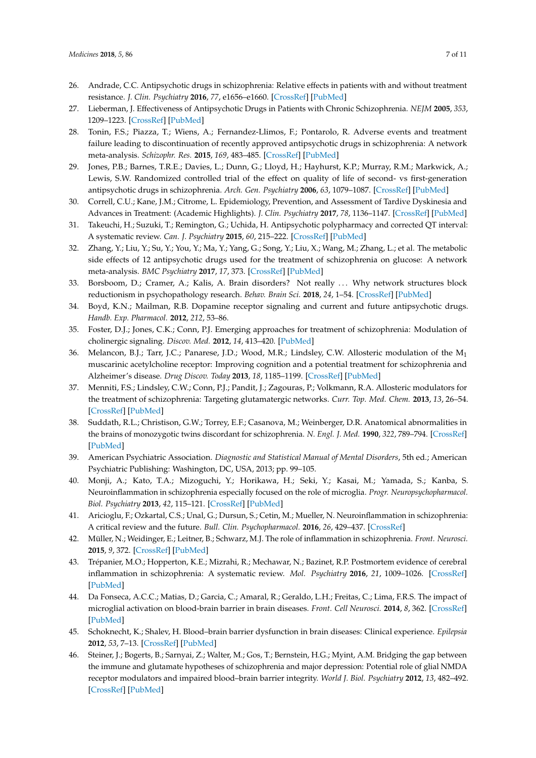26. Andrade, C.C. Antipsychotic drugs in schizophrenia: Relative effects in patients with and without treatment resistance. *J. Clin. Psychiatry* **2016**, *77*, e1656–e1660. [CrossRef] [PubMed]
27. Lieberman, J. Effectiveness of Antipsychotic Drugs in Patients with Chronic Schizophrenia. *NEJM* **2005**, *353*, 1209–1223. [CrossRef] [PubMed]
28. Tonin, F.S.; Piazza, T.; Wiens, A.; Fernandez-Llimos, F.; Pontarolo, R. Adverse events and treatment failure leading to discontinuation of recently approved antipsychotic drugs in schizophrenia: A network meta-analysis. *Schizophr. Res.* **2015**, *169*, 483–485. [CrossRef] [PubMed]
29. Jones, P.B.; Barnes, T.R.E.; Davies, L.; Dunn, G.; Lloyd, H.; Hayhurst, K.P.; Murray, R.M.; Markwick, A.; Lewis, S.W. Randomized controlled trial of the effect on quality of life of second- vs first-generation antipsychotic drugs in schizophrenia. *Arch. Gen. Psychiatry* **2006**, *63*, 1079–1087. [CrossRef] [PubMed]
30. Correll, C.U.; Kane, J.M.; Citrome, L. Epidemiology, Prevention, and Assessment of Tardive Dyskinesia and Advances in Treatment: (Academic Highlights). *J. Clin. Psychiatry* **2017**, *78*, 1136–1147. [CrossRef] [PubMed]
31. Takeuchi, H.; Suzuki, T.; Remington, G.; Uchida, H. Antipsychotic polypharmacy and corrected QT interval: A systematic review. *Can. J. Psychiatry* **2015**, *60*, 215–222. [CrossRef] [PubMed]
32. Zhang, Y.; Liu, Y.; Su, Y.; You, Y.; Ma, Y.; Yang, G.; Song, Y.; Liu, X.; Wang, M.; Zhang, L.; et al. The metabolic side effects of 12 antipsychotic drugs used for the treatment of schizophrenia on glucose: A network meta-analysis. *BMC Psychiatry* **2017**, *17*, 373. [CrossRef] [PubMed]
33. Borsboom, D.; Cramer, A.; Kalis, A. Brain disorders? Not really ... Why network structures block reductionism in psychopathology research. *Behav. Brain Sci.* **2018**, *24*, 1–54. [CrossRef] [PubMed]
34. Boyd, K.N.; Mailman, R.B. Dopamine receptor signaling and current and future antipsychotic drugs. *Handb. Exp. Pharmacol.* **2012**, *212*, 53–86.
35. Foster, D.J.; Jones, C.K.; Conn, P.J. Emerging approaches for treatment of schizophrenia: Modulation of cholinergic signaling. *Discov. Med.* **2012**, *14*, 413–420. [PubMed]
36. Melancon, B.J.; Tarr, J.C.; Panarese, J.D.; Wood, M.R.; Lindsley, C.W. Allosteric modulation of the $M_1$ muscarinic acetylcholine receptor: Improving cognition and a potential treatment for schizophrenia and Alzheimer's disease. *Drug Discov. Today* **2013**, *18*, 1185–1199. [CrossRef] [PubMed]
37. Menniti, F.S.; Lindsley, C.W.; Conn, P.J.; Pandit, J.; Zagouras, P.; Volkmann, R.A. Allosteric modulators for the treatment of schizophrenia: Targeting glutamatergic networks. *Curr. Top. Med. Chem.* **2013**, *13*, 26–54. [CrossRef] [PubMed]
38. Suddath, R.L.; Christison, G.W.; Torrey, E.F.; Casanova, M.; Weinberger, D.R. Anatomical abnormalities in the brains of monozygotic twins discordant for schizophrenia. *N. Engl. J. Med.* **1990**, *322*, 789–794. [CrossRef] [PubMed]
39. American Psychiatric Association. *Diagnostic and Statistical Manual of Mental Disorders*, 5th ed.; American Psychiatric Publishing: Washington, DC, USA, 2013; pp. 99–105.
40. Monji, A.; Kato, T.A.; Mizoguchi, Y.; Horikawa, H.; Seki, Y.; Kasai, M.; Yamada, S.; Kanba, S. Neuroinflammation in schizophrenia especially focused on the role of microglia. *Progr. Neuropsychopharmacol. Biol. Psychiatry* **2013**, *42*, 115–121. [CrossRef] [PubMed]
41. Aricioglu, F.; Ozkartal, C.S.; Unal, G.; Dursun, S.; Cetin, M.; Mueller, N. Neuroinflammation in schizophrenia: A critical review and the future. *Bull. Clin. Psychopharmacol.* **2016**, *26*, 429–437. [CrossRef]
42. Müller, N.; Weidinger, E.; Leitner, B.; Schwarz, M.J. The role of inflammation in schizophrenia. *Front. Neurosci.* **2015**, *9*, 372. [CrossRef] [PubMed]
43. Trépanier, M.O.; Hopperton, K.E.; Mizrahi, R.; Mechawar, N.; Bazinet, R.P. Postmortem evidence of cerebral inflammation in schizophrenia: A systematic review. *Mol. Psychiatry* **2016**, *21*, 1009–1026. [CrossRef] [PubMed]
44. Da Fonseca, A.C.C.; Matias, D.; Garcia, C.; Amaral, R.; Geraldo, L.H.; Freitas, C.; Lima, F.R.S. The impact of microglial activation on blood-brain barrier in brain diseases. *Front. Cell Neurosci.* **2014**, *8*, 362. [CrossRef] [PubMed]
45. Schoknecht, K.; Shalev, H. Blood–brain barrier dysfunction in brain diseases: Clinical experience. *Epilepsia* **2012**, *53*, 7–13. [CrossRef] [PubMed]
46. Steiner, J.; Bogerts, B.; Sarnyai, Z.; Walter, M.; Gos, T.; Bernstein, H.G.; Myint, A.M. Bridging the gap between the immune and glutamate hypotheses of schizophrenia and major depression: Potential role of glial NMDA receptor modulators and impaired blood–brain barrier integrity. *World J. Biol. Psychiatry* **2012**, *13*, 482–492. [CrossRef] [PubMed]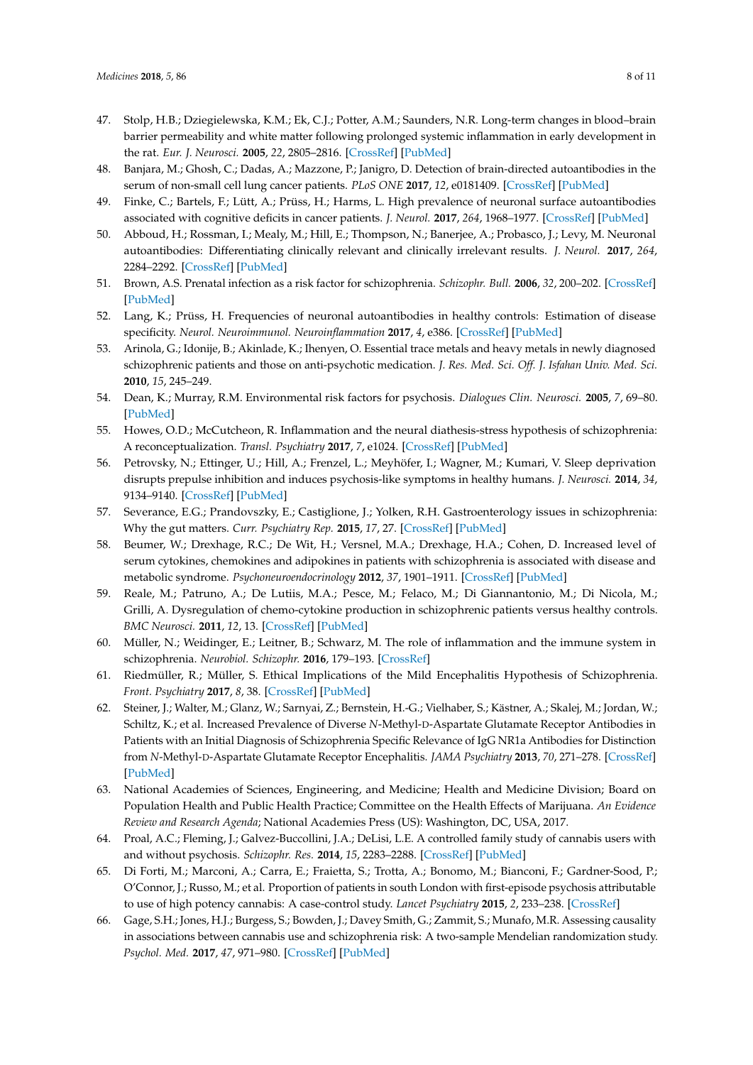47. Stolp, H.B.; Dziegielewska, K.M.; Ek, C.J.; Potter, A.M.; Saunders, N.R. Long-term changes in blood–brain barrier permeability and white matter following prolonged systemic inflammation in early development in the rat. *Eur. J. Neurosci.* **2005**, *22*, 2805–2816. [CrossRef] [PubMed]
48. Banjara, M.; Ghosh, C.; Dadas, A.; Mazzone, P.; Janigro, D. Detection of brain-directed autoantibodies in the serum of non-small cell lung cancer patients. *PLoS ONE* **2017**, *12*, e0181409. [CrossRef] [PubMed]
49. Finke, C.; Bartels, F.; Lütt, A.; Prüss, H.; Harms, L. High prevalence of neuronal surface autoantibodies associated with cognitive deficits in cancer patients. *J. Neurol.* **2017**, *264*, 1968–1977. [CrossRef] [PubMed]
50. Abboud, H.; Rossman, I.; Mealy, M.; Hill, E.; Thompson, N.; Banerjee, A.; Probasco, J.; Levy, M. Neuronal autoantibodies: Differentiating clinically relevant and clinically irrelevant results. *J. Neurol.* **2017**, *264*, 2284–2292. [CrossRef] [PubMed]
51. Brown, A.S. Prenatal infection as a risk factor for schizophrenia. *Schizophr. Bull.* **2006**, *32*, 200–202. [CrossRef] [PubMed]
52. Lang, K.; Prüss, H. Frequencies of neuronal autoantibodies in healthy controls: Estimation of disease specificity. *Neurol. Neuroimmunol. Neuroinflammation* **2017**, *4*, e386. [CrossRef] [PubMed]
53. Arinola, G.; Idonije, B.; Akinlade, K.; Ihenyen, O. Essential trace metals and heavy metals in newly diagnosed schizophrenic patients and those on anti-psychotic medication. *J. Res. Med. Sci. Off. J. Isfahan Univ. Med. Sci.* **2010**, *15*, 245–249.
54. Dean, K.; Murray, R.M. Environmental risk factors for psychosis. *Dialogues Clin. Neurosci.* **2005**, *7*, 69–80. [PubMed]
55. Howes, O.D.; McCutcheon, R. Inflammation and the neural diathesis-stress hypothesis of schizophrenia: A reconceptualization. *Transl. Psychiatry* **2017**, *7*, e1024. [CrossRef] [PubMed]
56. Petrovsky, N.; Ettinger, U.; Hill, A.; Frenzel, L.; Meyhöfer, I.; Wagner, M.; Kumari, V. Sleep deprivation disrupts prepulse inhibition and induces psychosis-like symptoms in healthy humans. *J. Neurosci.* **2014**, *34*, 9134–9140. [CrossRef] [PubMed]
57. Severance, E.G.; Prandovszky, E.; Castiglione, J.; Yolken, R.H. Gastroenterology issues in schizophrenia: Why the gut matters. *Curr. Psychiatry Rep.* **2015**, *17*, 27. [CrossRef] [PubMed]
58. Beumer, W.; Drexhage, R.C.; De Wit, H.; Versnel, M.A.; Drexhage, H.A.; Cohen, D. Increased level of serum cytokines, chemokines and adipokines in patients with schizophrenia is associated with disease and metabolic syndrome. *Psychoneuroendocrinology* **2012**, *37*, 1901–1911. [CrossRef] [PubMed]
59. Reale, M.; Patruno, A.; De Lutiis, M.A.; Pesce, M.; Felaco, M.; Di Giannantonio, M.; Di Nicola, M.; Grilli, A. Dysregulation of chemo-cytokine production in schizophrenic patients versus healthy controls. *BMC Neurosci.* **2011**, *12*, 13. [CrossRef] [PubMed]
60. Müller, N.; Weidinger, E.; Leitner, B.; Schwarz, M. The role of inflammation and the immune system in schizophrenia. *Neurobiol. Schizophr.* **2016**, 179–193. [CrossRef]
61. Riedmüller, R.; Müller, S. Ethical Implications of the Mild Encephalitis Hypothesis of Schizophrenia. *Front. Psychiatry* **2017**, *8*, 38. [CrossRef] [PubMed]
62. Steiner, J.; Walter, M.; Glanz, W.; Sarnyai, Z.; Bernstein, H.-G.; Vielhaber, S.; Kästner, A.; Skalej, M.; Jordan, W.; Schiltz, K.; et al. Increased Prevalence of Diverse *N*-Methyl-D-Aspartate Glutamate Receptor Antibodies in Patients with an Initial Diagnosis of Schizophrenia Specific Relevance of IgG NR1a Antibodies for Distinction from *N*-Methyl-D-Aspartate Glutamate Receptor Encephalitis. *JAMA Psychiatry* **2013**, *70*, 271–278. [CrossRef] [PubMed]
63. National Academies of Sciences, Engineering, and Medicine; Health and Medicine Division; Board on Population Health and Public Health Practice; Committee on the Health Effects of Marijuana. *An Evidence Review and Research Agenda*; National Academies Press (US): Washington, DC, USA, 2017.
64. Proal, A.C.; Fleming, J.; Galvez-Buccollini, J.A.; DeLisi, L.E. A controlled family study of cannabis users with and without psychosis. *Schizophr. Res.* **2014**, *15*, 2283–2288. [CrossRef] [PubMed]
65. Di Forti, M.; Marconi, A.; Carra, E.; Fraietta, S.; Trotta, A.; Bonomo, M.; Bianconi, F.; Gardner-Sood, P.; O'Connor, J.; Russo, M.; et al. Proportion of patients in south London with first-episode psychosis attributable to use of high potency cannabis: A case-control study. *Lancet Psychiatry* **2015**, *2*, 233–238. [CrossRef]
66. Gage, S.H.; Jones, H.J.; Burgess, S.; Bowden, J.; Davey Smith, G.; Zammit, S.; Munafo, M.R. Assessing causality in associations between cannabis use and schizophrenia risk: A two-sample Mendelian randomization study. *Psychol. Med.* **2017**, *47*, 971–980. [CrossRef] [PubMed]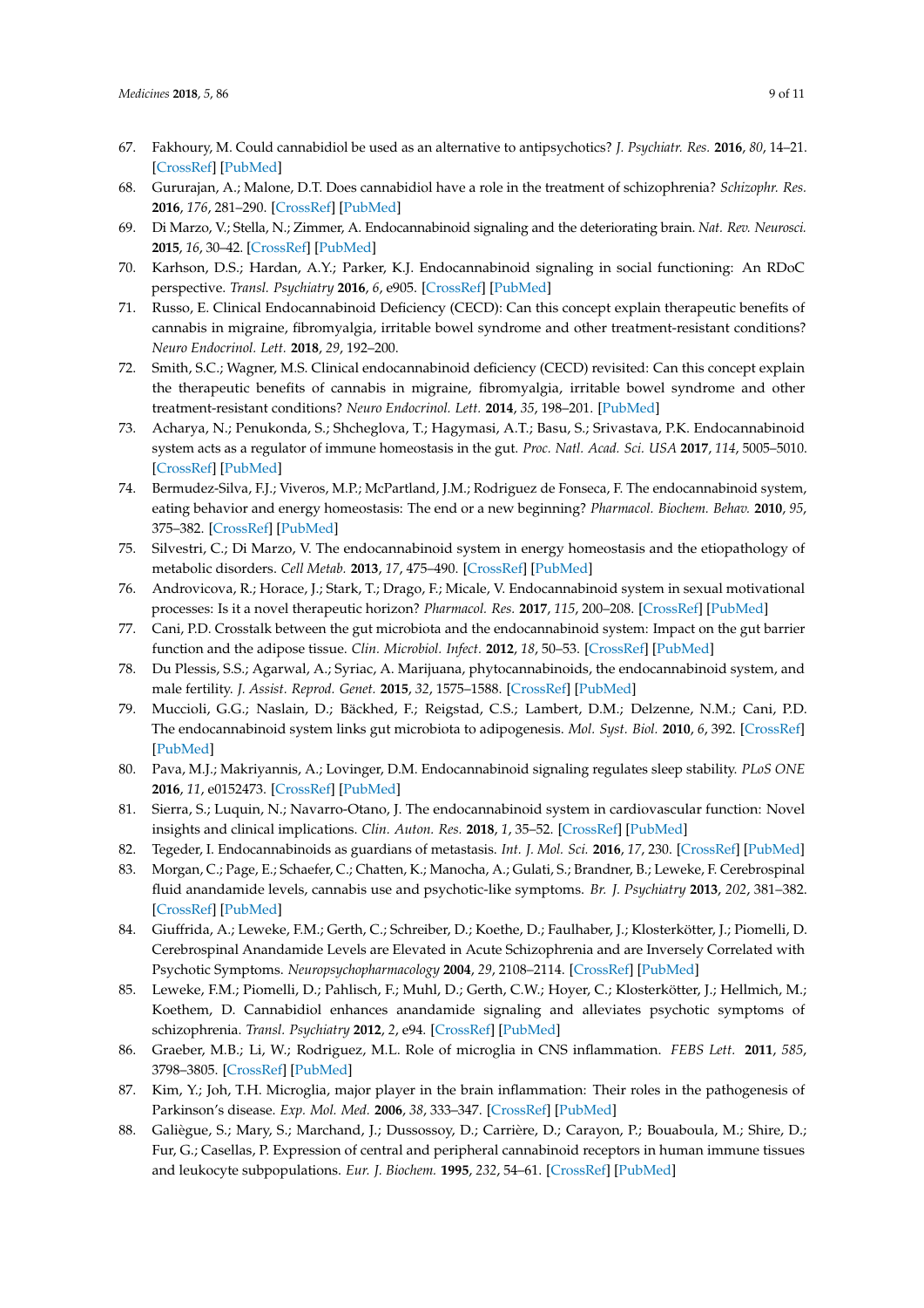67. Fakhoury, M. Could cannabidiol be used as an alternative to antipsychotics? *J. Psychiatr. Res.* **2016**, *80*, 14–21. [CrossRef] [PubMed]
68. Gururajan, A.; Malone, D.T. Does cannabidiol have a role in the treatment of schizophrenia? *Schizophr. Res.* **2016**, *176*, 281–290. [CrossRef] [PubMed]
69. Di Marzo, V.; Stella, N.; Zimmer, A. Endocannabinoid signaling and the deteriorating brain. *Nat. Rev. Neurosci.* **2015**, *16*, 30–42. [CrossRef] [PubMed]
70. Karhson, D.S.; Hardan, A.Y.; Parker, K.J. Endocannabinoid signaling in social functioning: An RDoC perspective. *Transl. Psychiatry* **2016**, *6*, e905. [CrossRef] [PubMed]
71. Russo, E. Clinical Endocannabinoid Deficiency (CECD): Can this concept explain therapeutic benefits of cannabis in migraine, fibromyalgia, irritable bowel syndrome and other treatment-resistant conditions? *Neuro Endocrinol. Lett.* **2018**, *29*, 192–200.
72. Smith, S.C.; Wagner, M.S. Clinical endocannabinoid deficiency (CECD) revisited: Can this concept explain the therapeutic benefits of cannabis in migraine, fibromyalgia, irritable bowel syndrome and other treatment-resistant conditions? *Neuro Endocrinol. Lett.* **2014**, *35*, 198–201. [PubMed]
73. Acharya, N.; Penukonda, S.; Shcheglova, T.; Hagymasi, A.T.; Basu, S.; Srivastava, P.K. Endocannabinoid system acts as a regulator of immune homeostasis in the gut. *Proc. Natl. Acad. Sci. USA* **2017**, *114*, 5005–5010. [CrossRef] [PubMed]
74. Bermudez-Silva, F.J.; Viveros, M.P.; McPartland, J.M.; Rodriguez de Fonseca, F. The endocannabinoid system, eating behavior and energy homeostasis: The end or a new beginning? *Pharmacol. Biochem. Behav.* **2010**, *95*, 375–382. [CrossRef] [PubMed]
75. Silvestri, C.; Di Marzo, V. The endocannabinoid system in energy homeostasis and the etiopathology of metabolic disorders. *Cell Metab.* **2013**, *17*, 475–490. [CrossRef] [PubMed]
76. Androvicova, R.; Horace, J.; Stark, T.; Drago, F.; Micale, V. Endocannabinoid system in sexual motivational processes: Is it a novel therapeutic horizon? *Pharmacol. Res.* **2017**, *115*, 200–208. [CrossRef] [PubMed]
77. Cani, P.D. Crosstalk between the gut microbiota and the endocannabinoid system: Impact on the gut barrier function and the adipose tissue. *Clin. Microbiol. Infect.* **2012**, *18*, 50–53. [CrossRef] [PubMed]
78. Du Plessis, S.S.; Agarwal, A.; Syriac, A. Marijuana, phytocannabinoids, the endocannabinoid system, and male fertility. *J. Assist. Reprod. Genet.* **2015**, *32*, 1575–1588. [CrossRef] [PubMed]
79. Muccioli, G.G.; Naslain, D.; Bäckhed, F.; Reigstad, C.S.; Lambert, D.M.; Delzenne, N.M.; Cani, P.D. The endocannabinoid system links gut microbiota to adipogenesis. *Mol. Syst. Biol.* **2010**, *6*, 392. [CrossRef] [PubMed]
80. Pava, M.J.; Makriyannis, A.; Lovinger, D.M. Endocannabinoid signaling regulates sleep stability. *PLoS ONE* **2016**, *11*, e0152473. [CrossRef] [PubMed]
81. Sierra, S.; Luquin, N.; Navarro-Otano, J. The endocannabinoid system in cardiovascular function: Novel insights and clinical implications. *Clin. Auton. Res.* **2018**, *1*, 35–52. [CrossRef] [PubMed]
82. Tegeder, I. Endocannabinoids as guardians of metastasis. *Int. J. Mol. Sci.* **2016**, *17*, 230. [CrossRef] [PubMed]
83. Morgan, C.; Page, E.; Schaefer, C.; Chatten, K.; Manocha, A.; Gulati, S.; Brandner, B.; Leweke, F. Cerebrospinal fluid anandamide levels, cannabis use and psychotic-like symptoms. *Br. J. Psychiatry* **2013**, *202*, 381–382. [CrossRef] [PubMed]
84. Giuffrida, A.; Leweke, F.M.; Gerth, C.; Schreiber, D.; Koethe, D.; Faulhaber, J.; Klosterkötter, J.; Piomelli, D. Cerebrospinal Anandamide Levels are Elevated in Acute Schizophrenia and are Inversely Correlated with Psychotic Symptoms. *Neuropsychopharmacology* **2004**, *29*, 2108–2114. [CrossRef] [PubMed]
85. Leweke, F.M.; Piomelli, D.; Pahlisch, F.; Muhl, D.; Gerth, C.W.; Hoyer, C.; Klosterkötter, J.; Hellmich, M.; Koethem, D. Cannabidiol enhances anandamide signaling and alleviates psychotic symptoms of schizophrenia. *Transl. Psychiatry* **2012**, *2*, e94. [CrossRef] [PubMed]
86. Graeber, M.B.; Li, W.; Rodriguez, M.L. Role of microglia in CNS inflammation. *FEBS Lett.* **2011**, *585*, 3798–3805. [CrossRef] [PubMed]
87. Kim, Y.; Joh, T.H. Microglia, major player in the brain inflammation: Their roles in the pathogenesis of Parkinson's disease. *Exp. Mol. Med.* **2006**, *38*, 333–347. [CrossRef] [PubMed]
88. Galiègue, S.; Mary, S.; Marchand, J.; Dussossoy, D.; Carrière, D.; Carayon, P.; Bouaboula, M.; Shire, D.; Fur, G.; Casellas, P. Expression of central and peripheral cannabinoid receptors in human immune tissues and leukocyte subpopulations. *Eur. J. Biochem.* **1995**, *232*, 54–61. [CrossRef] [PubMed]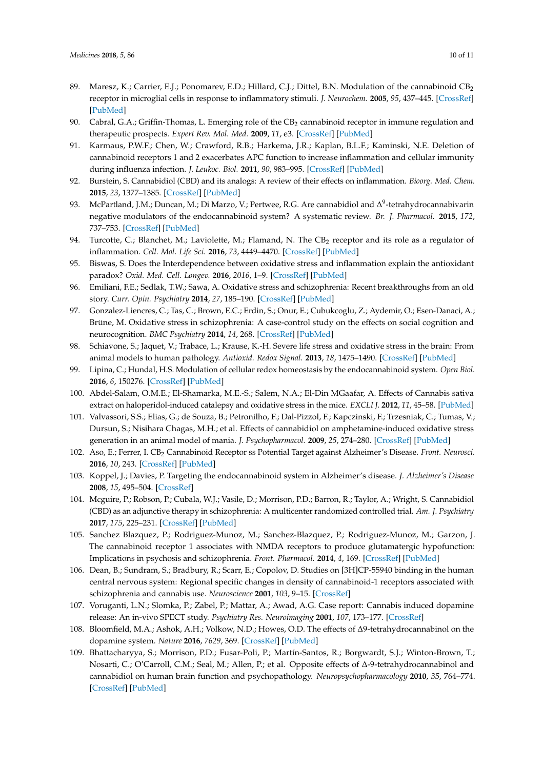89. Maresz, K.; Carrier, E.J.; Ponomarev, E.D.; Hillard, C.J.; Dittel, B.N. Modulation of the cannabinoid $CB_2$ receptor in microglial cells in response to inflammatory stimuli. *J. Neurochem.* **2005**, *95*, 437–445. [CrossRef] [PubMed]
90. Cabral, G.A.; Griffin-Thomas, L. Emerging role of the $CB_2$ cannabinoid receptor in immune regulation and therapeutic prospects. *Expert Rev. Mol. Med.* **2009**, *11*, e3. [CrossRef] [PubMed]
91. Karmaus, P.W.F.; Chen, W.; Crawford, R.B.; Harkema, J.R.; Kaplan, B.L.F.; Kaminski, N.E. Deletion of cannabinoid receptors 1 and 2 exacerbates APC function to increase inflammation and cellular immunity during influenza infection. *J. Leukoc. Biol.* **2011**, *90*, 983–995. [CrossRef] [PubMed]
92. Burstein, S. Cannabidiol (CBD) and its analogs: A review of their effects on inflammation. *Bioorg. Med. Chem.* **2015**, *23*, 1377–1385. [CrossRef] [PubMed]
93. McPartland, J.M.; Duncan, M.; Di Marzo, V.; Pertwee, R.G. Are cannabidiol and $\Delta^9$-tetrahydrocannabivarin negative modulators of the endocannabinoid system? A systematic review. *Br. J. Pharmacol.* **2015**, *172*, 737–753. [CrossRef] [PubMed]
94. Turcotte, C.; Blanchet, M.; Laviolette, M.; Flamand, N. The $CB_2$ receptor and its role as a regulator of inflammation. *Cell. Mol. Life Sci.* **2016**, *73*, 4449–4470. [CrossRef] [PubMed]
95. Biswas, S. Does the Interdependence between oxidative stress and inflammation explain the antioxidant paradox? *Oxid. Med. Cell. Longev.* **2016**, *2016*, 1–9. [CrossRef] [PubMed]
96. Emiliani, F.E.; Sedlak, T.W.; Sawa, A. Oxidative stress and schizophrenia: Recent breakthroughs from an old story. *Curr. Opin. Psychiatry* **2014**, *27*, 185–190. [CrossRef] [PubMed]
97. Gonzalez-Liencres, C.; Tas, C.; Brown, E.C.; Erdin, S.; Onur, E.; Cubukcoglu, Z.; Aydemir, O.; Esen-Danaci, A.; Brüne, M. Oxidative stress in schizophrenia: A case-control study on the effects on social cognition and neurocognition. *BMC Psychiatry* **2014**, *14*, 268. [CrossRef] [PubMed]
98. Schiavone, S.; Jaquet, V.; Trabace, L.; Krause, K.-H. Severe life stress and oxidative stress in the brain: From animal models to human pathology. *Antioxid. Redox Signal.* **2013**, *18*, 1475–1490. [CrossRef] [PubMed]
99. Lipina, C.; Hundal, H.S. Modulation of cellular redox homeostasis by the endocannabinoid system. *Open Biol.* **2016**, *6*, 150276. [CrossRef] [PubMed]
100. Abdel-Salam, O.M.E.; El-Shamarka, M.E.-S.; Salem, N.A.; El-Din MGaafar, A. Effects of Cannabis sativa extract on haloperidol-induced catalepsy and oxidative stress in the mice. *EXCLI J.* **2012**, *11*, 45–58. [PubMed]
101. Valvassori, S.S.; Elias, G.; de Souza, B.; Petronilho, F.; Dal-Pizzol, F.; Kapczinski, F.; Trzesniak, C.; Tumas, V.; Dursun, S.; Nisihara Chagas, M.H.; et al. Effects of cannabidiol on amphetamine-induced oxidative stress generation in an animal model of mania. *J. Psychopharmacol.* **2009**, *25*, 274–280. [CrossRef] [PubMed]
102. Aso, E.; Ferrer, I. $CB_2$ Cannabinoid Receptor ss Potential Target against Alzheimer's Disease. *Front. Neurosci.* **2016**, *10*, 243. [CrossRef] [PubMed]
103. Koppel, J.; Davies, P. Targeting the endocannabinoid system in Alzheimer's disease. *J. Alzheimer's Disease* **2008**, *15*, 495–504. [CrossRef]
104. Mcguire, P.; Robson, P.; Cubala, W.J.; Vasile, D.; Morrison, P.D.; Barron, R.; Taylor, A.; Wright, S. Cannabidiol (CBD) as an adjunctive therapy in schizophrenia: A multicenter randomized controlled trial. *Am. J. Psychiatry* **2017**, *175*, 225–231. [CrossRef] [PubMed]
105. Sanchez Blazquez, P.; Rodriguez-Munoz, M.; Sanchez-Blazquez, P.; Rodriguez-Munoz, M.; Garzon, J. The cannabinoid receptor 1 associates with NMDA receptors to produce glutamatergic hypofunction: Implications in psychosis and schizophrenia. *Front. Pharmacol.* **2014**, *4*, 169. [CrossRef] [PubMed]
106. Dean, B.; Sundram, S.; Bradbury, R.; Scarr, E.; Copolov, D. Studies on [3H]CP-55940 binding in the human central nervous system: Regional specific changes in density of cannabinoid-1 receptors associated with schizophrenia and cannabis use. *Neuroscience* **2001**, *103*, 9–15. [CrossRef]
107. Voruganti, L.N.; Slomka, P.; Zabel, P.; Mattar, A.; Awad, A.G. Case report: Cannabis induced dopamine release: An in-vivo SPECT study. *Psychiatry Res. Neuroimaging* **2001**, *107*, 173–177. [CrossRef]
108. Bloomfield, M.A.; Ashok, A.H.; Volkow, N.D.; Howes, O.D. The effects of Δ9-tetrahydrocannabinol on the dopamine system. *Nature* **2016**, *7629*, 369. [CrossRef] [PubMed]
109. Bhattacharyya, S.; Morrison, P.D.; Fusar-Poli, P.; Martín-Santos, R.; Borgwardt, S.J.; Winton-Brown, T.; Nosarti, C.; O'Carroll, C.M.; Seal, M.; Allen, P.; et al. Opposite effects of Δ-9-tetrahydrocannabinol and cannabidiol on human brain function and psychopathology. *Neuropsychopharmacology* **2010**, *35*, 764–774. [CrossRef] [PubMed]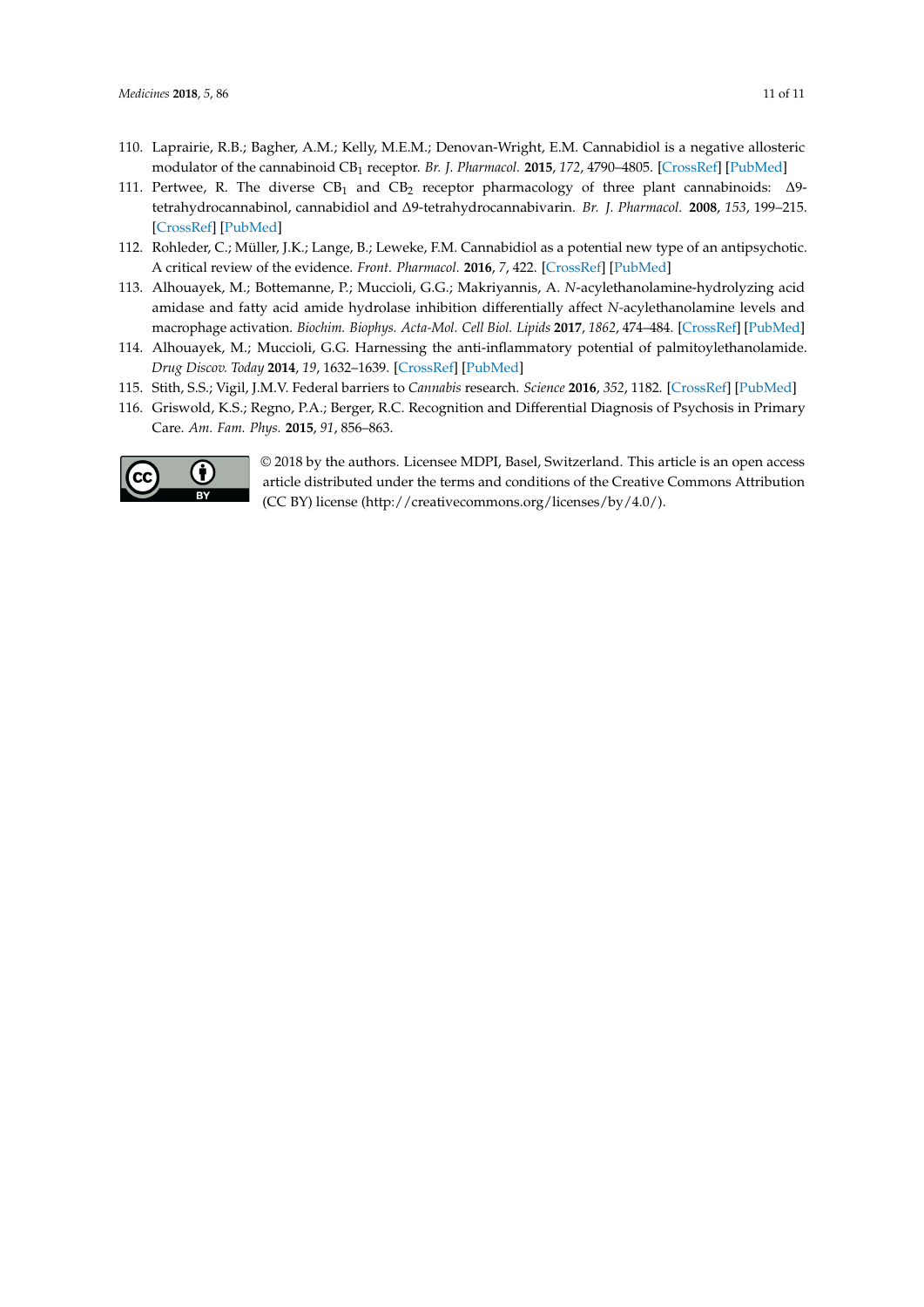110. Laprairie, R.B.; Bagher, A.M.; Kelly, M.E.M.; Denovan-Wright, E.M. Cannabidiol is a negative allosteric modulator of the cannabinoid $CB_1$ receptor. *Br. J. Pharmacol.* **2015**, *172*, 4790–4805. [CrossRef] [PubMed]
111. Pertwee, R. The diverse $CB_1$ and $CB_2$ receptor pharmacology of three plant cannabinoids: Δ9-tetrahydrocannabinol, cannabidiol and Δ9-tetrahydrocannabivarin. *Br. J. Pharmacol.* **2008**, *153*, 199–215. [CrossRef] [PubMed]
112. Rohleder, C.; Müller, J.K.; Lange, B.; Leweke, F.M. Cannabidiol as a potential new type of an antipsychotic. A critical review of the evidence. *Front. Pharmacol.* **2016**, *7*, 422. [CrossRef] [PubMed]
113. Alhouayek, M.; Bottemanne, P.; Muccioli, G.G.; Makriyannis, A. *N*-acylethanolamine-hydrolyzing acid amidase and fatty acid amide hydrolase inhibition differentially affect *N*-acylethanolamine levels and macrophage activation. *Biochim. Biophys. Acta-Mol. Cell Biol. Lipids* **2017**, *1862*, 474–484. [CrossRef] [PubMed]
114. Alhouayek, M.; Muccioli, G.G. Harnessing the anti-inflammatory potential of palmitoylethanolamide. *Drug Discov. Today* **2014**, *19*, 1632–1639. [CrossRef] [PubMed]
115. Stith, S.S.; Vigil, J.M.V. Federal barriers to *Cannabis* research. *Science* **2016**, *352*, 1182. [CrossRef] [PubMed]
116. Griswold, K.S.; Regno, P.A.; Berger, R.C. Recognition and Differential Diagnosis of Psychosis in Primary Care. *Am. Fam. Phys.* **2015**, *91*, 856–863.

© 2018 by the authors. Licensee MDPI, Basel, Switzerland. This article is an open access article distributed under the terms and conditions of the Creative Commons Attribution (CC BY) license (http://creativecommons.org/licenses/by/4.0/).